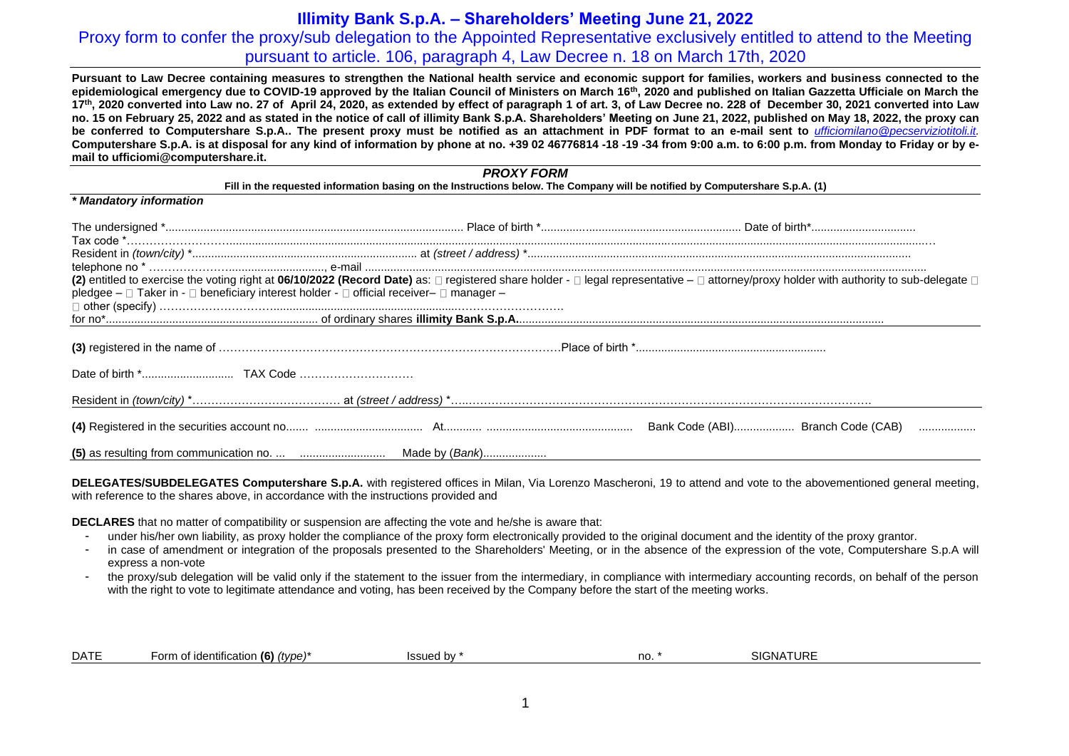# Illimity Bank S.p.A. – Shareholders' Meeting June 21, 2022

## Proxy form to confer the proxy/sub delegation to the Appointed Representative exclusively entitled to attend to the Meeting pursuant to article. 106, paragraph 4, Law Decree n. 18 on March 17th, 2020

**Pursuant to Law Decree containing measures to strengthen the National health service and economic support for families, workers and business connected to the epidemiological emergency due to COVID-19 approved by the Italian Council of Ministers on March 16th, 2020 and published on Italian Gazzetta Ufficiale on March the 17th, 2020 converted into Law no. 27 of April 24, 2020, as extended by effect of paragraph 1 of art. 3, of Law Decree no. 228 of December 30, 2021 converted into Law no. 15 on February 25, 2022 and as stated in the notice of call of illimity Bank S.p.A. Shareholders' Meeting on June 21, 2022, published on May 18, 2022, the proxy can be conferred to Computershare S.p.A.. The present proxy must be notified as an attachment in PDF format to an e-mail sent to *ufficiomilano@pecserviziotitoli.it*. Computershare S.p.A. is at disposal for any kind of information by phone at no. +39 02 46776814 -18 -19 -34 from 9:00 a.m. to 6:00 p.m. from Monday to Friday or by e-mail to ufficiomi@computershare.it.**

***PROXY FORM***

**Fill in the requested information basing on the Instructions below. The Company will be notified by Computershare S.p.A. (1)**

***\* Mandatory information***

The undersigned \*.............................................................................................. Place of birth \*............................................................... Date of birth\*.................................

Tax code \*…………………….....................................................................................................................................................................................................................

Resident in *(town/city)* \*....................................................................... at *(street / address)* \*........................................................................................................................

telephone no \* ……………….............................., e-mail ..........................................................................................................................................................................

**(2)** entitled to exercise the voting right at **06/10/2022 (Record Date)** as: □ registered share holder - □ legal representative – □ attorney/proxy holder with authority to sub-delegate □ pledgee – □ Taker in - □ beneficiary interest holder - □ official receiver– □ manager –

□ other (specify) ………………………................................................………………………..

for no\*................................................................... of ordinary shares **illimity Bank S.p.A.**..................................................................................................................

**(3)** registered in the name of ……………………………………………………………………………Place of birth \*...........................................................

Date of birth \*............................ TAX Code …………………………

Resident in *(town/city)* \*………………………………… at *(street / address)* \*…..………………………………………………………………………………………….

**(4)** Registered in the securities account no....... .................................. At............ .............................................. Bank Code (ABI)................... Branch Code (CAB) ..................

**(5)** as resulting from communication no. ... ........................... Made by (*Bank*)....................

**DELEGATES/SUBDELEGATES Computershare S.p.A.** with registered offices in Milan, Via Lorenzo Mascheroni, 19 to attend and vote to the abovementioned general meeting, with reference to the shares above, in accordance with the instructions provided and

**DECLARES** that no matter of compatibility or suspension are affecting the vote and he/she is aware that:

- under his/her own liability, as proxy holder the compliance of the proxy form electronically provided to the original document and the identity of the proxy grantor.
- in case of amendment or integration of the proposals presented to the Shareholders' Meeting, or in the absence of the expression of the vote, Computershare S.p.A will express a non-vote
- the proxy/sub delegation will be valid only if the statement to the issuer from the intermediary, in compliance with intermediary accounting records, on behalf of the person with the right to vote to legitimate attendance and voting, has been received by the Company before the start of the meeting works.

| DATE | Form of identification **(6)** *(type)*\* | Issued by \* | no. \* | SIGNATURE |
|---|---|---|---|---|
| | | | | |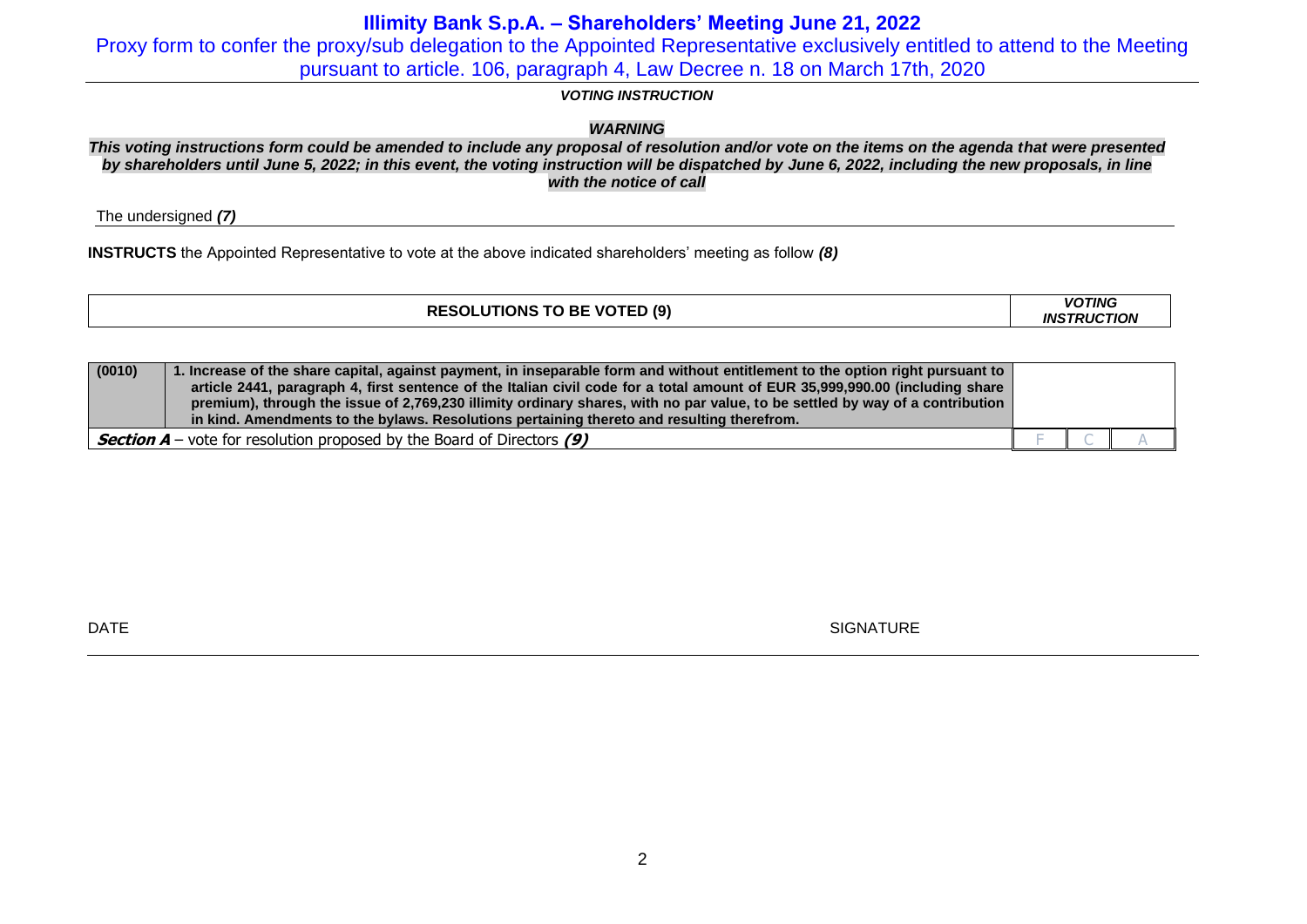# Illimity Bank S.p.A. – Shareholders' Meeting June 21, 2022

Proxy form to confer the proxy/sub delegation to the Appointed Representative exclusively entitled to attend to the Meeting pursuant to article. 106, paragraph 4, Law Decree n. 18 on March 17th, 2020

***VOTING INSTRUCTION***

***WARNING***

***This voting instructions form could be amended to include any proposal of resolution and/or vote on the items on the agenda that were presented by shareholders until June 5, 2022; in this event, the voting instruction will be dispatched by June 6, 2022, including the new proposals, in line with the notice of call***

The undersigned ***(7)***

**INSTRUCTS** the Appointed Representative to vote at the above indicated shareholders' meeting as follow ***(8)***

| **RESOLUTIONS TO BE VOTED (9)** | | ***VOTING INSTRUCTION*** | | |
|---|---|---|---|---|
| **(0010)** | **1. Increase of the share capital, against payment, in inseparable form and without entitlement to the option right pursuant to article 2441, paragraph 4, first sentence of the Italian civil code for a total amount of EUR 35,999,990.00 (including share premium), through the issue of 2,769,230 illimity ordinary shares, with no par value, to be settled by way of a contribution in kind. Amendments to the bylaws. Resolutions pertaining thereto and resulting therefrom.** | | | |
| ***Section A*** – vote for resolution proposed by the Board of Directors ***(9)*** | | F | C | A |

DATE

SIGNATURE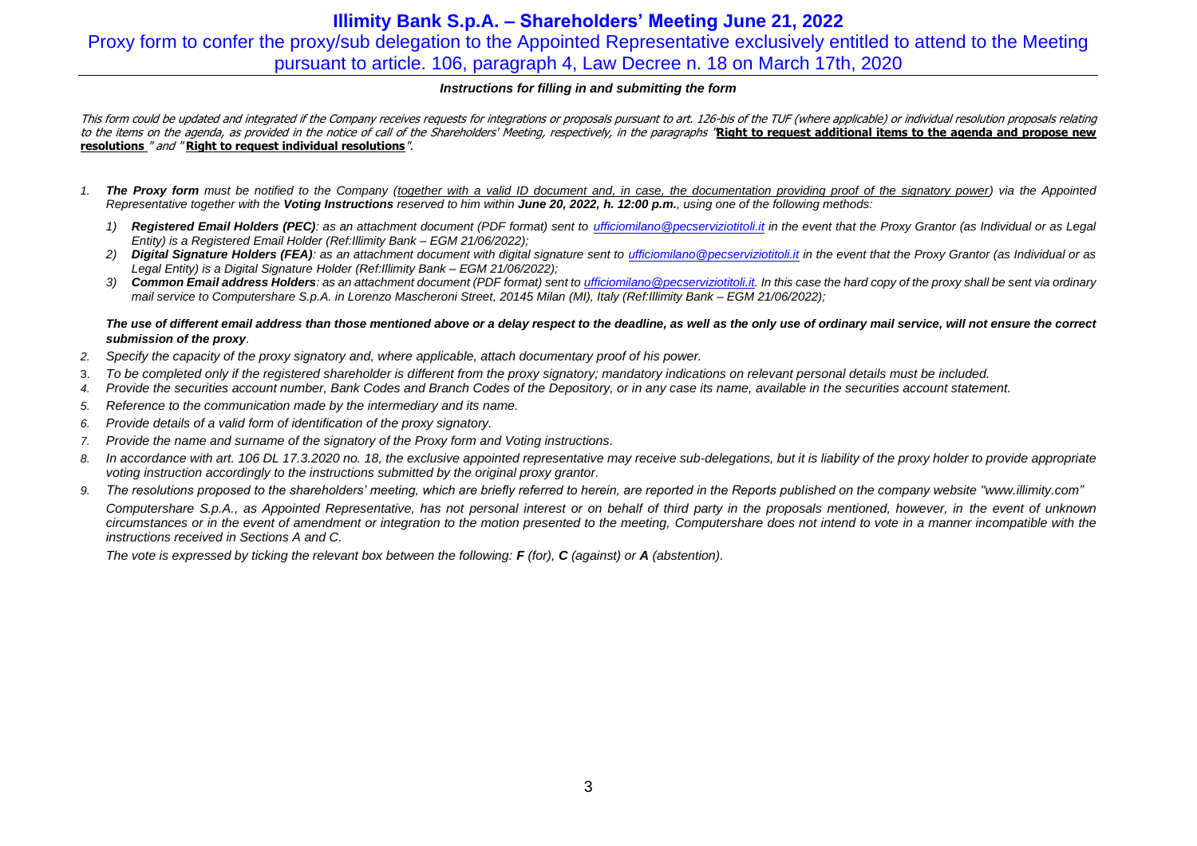# Illimity Bank S.p.A. – Shareholders' Meeting June 21, 2022

## Proxy form to confer the proxy/sub delegation to the Appointed Representative exclusively entitled to attend to the Meeting pursuant to article. 106, paragraph 4, Law Decree n. 18 on March 17th, 2020

***Instructions for filling in and submitting the form***

*This form could be updated and integrated if the Company receives requests for integrations or proposals pursuant to art. 126-bis of the TUF (where applicable) or individual resolution proposals relating to the items on the agenda, as provided in the notice of call of the Shareholders' Meeting, respectively, in the paragraphs "**Right to request additional items to the agenda and propose new resolutions** " and " **Right to request individual resolutions**".*

1. ***The Proxy form** must be notified to the Company (together with a valid ID document and, in case, the documentation providing proof of the signatory power) via the Appointed Representative together with the **Voting Instructions** reserved to him within **June 20, 2022, h. 12:00 p.m.**, using one of the following methods:*
   1) ***Registered Email Holders (PEC)**: as an attachment document (PDF format) sent to ufficiomilano@pecserviziotitoli.it in the event that the Proxy Grantor (as Individual or as Legal Entity) is a Registered Email Holder (Ref:Illimity Bank – EGM 21/06/2022);*
   2) ***Digital Signature Holders (FEA)**: as an attachment document with digital signature sent to ufficiomilano@pecserviziotitoli.it in the event that the Proxy Grantor (as Individual or as Legal Entity) is a Digital Signature Holder (Ref:Illimity Bank – EGM 21/06/2022);*
   3) ***Common Email address Holders**: as an attachment document (PDF format) sent to ufficiomilano@pecserviziotitoli.it. In this case the hard copy of the proxy shall be sent via ordinary mail service to Computershare S.p.A. in Lorenzo Mascheroni Street, 20145 Milan (MI), Italy (Ref:Illimity Bank – EGM 21/06/2022);*

   ***The use of different email address than those mentioned above or a delay respect to the deadline, as well as the only use of ordinary mail service, will not ensure the correct submission of the proxy**.*

2. *Specify the capacity of the proxy signatory and, where applicable, attach documentary proof of his power.*
3. *To be completed only if the registered shareholder is different from the proxy signatory; mandatory indications on relevant personal details must be included.*
4. *Provide the securities account number, Bank Codes and Branch Codes of the Depository, or in any case its name, available in the securities account statement.*
5. *Reference to the communication made by the intermediary and its name.*
6. *Provide details of a valid form of identification of the proxy signatory.*
7. *Provide the name and surname of the signatory of the Proxy form and Voting instructions.*
8. *In accordance with art. 106 DL 17.3.2020 no. 18, the exclusive appointed representative may receive sub-delegations, but it is liability of the proxy holder to provide appropriate voting instruction accordingly to the instructions submitted by the original proxy grantor.*
9. *The resolutions proposed to the shareholders' meeting, which are briefly referred to herein, are reported in the Reports published on the company website "www.illimity.com"*

   *Computershare S.p.A., as Appointed Representative, has not personal interest or on behalf of third party in the proposals mentioned, however, in the event of unknown circumstances or in the event of amendment or integration to the motion presented to the meeting, Computershare does not intend to vote in a manner incompatible with the instructions received in Sections A and C.*

   *The vote is expressed by ticking the relevant box between the following: **F** (for), **C** (against) or **A** (abstention).*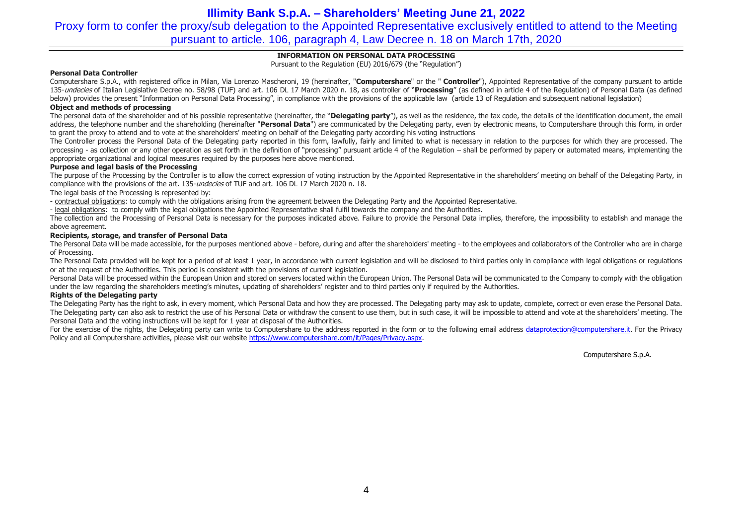# Illimity Bank S.p.A. – Shareholders' Meeting June 21, 2022

## Proxy form to confer the proxy/sub delegation to the Appointed Representative exclusively entitled to attend to the Meeting pursuant to article. 106, paragraph 4, Law Decree n. 18 on March 17th, 2020

### INFORMATION ON PERSONAL DATA PROCESSING

Pursuant to the Regulation (EU) 2016/679 (the "Regulation")

**Personal Data Controller**

Computershare S.p.A., with registered office in Milan, Via Lorenzo Mascheroni, 19 (hereinafter, "**Computershare**" or the " **Controller**"), Appointed Representative of the company pursuant to article 135-*undecies* of Italian Legislative Decree no. 58/98 (TUF) and art. 106 DL 17 March 2020 n. 18, as controller of "**Processing**" (as defined in article 4 of the Regulation) of Personal Data (as defined below) provides the present "Information on Personal Data Processing", in compliance with the provisions of the applicable law (article 13 of Regulation and subsequent national legislation)

**Object and methods of processing**

The personal data of the shareholder and of his possible representative (hereinafter, the "**Delegating party**"), as well as the residence, the tax code, the details of the identification document, the email address, the telephone number and the shareholding (hereinafter "**Personal Data**") are communicated by the Delegating party, even by electronic means, to Computershare through this form, in order to grant the proxy to attend and to vote at the shareholders' meeting on behalf of the Delegating party according his voting instructions

The Controller process the Personal Data of the Delegating party reported in this form, lawfully, fairly and limited to what is necessary in relation to the purposes for which they are processed. The processing - as collection or any other operation as set forth in the definition of "processing" pursuant article 4 of the Regulation – shall be performed by papery or automated means, implementing the appropriate organizational and logical measures required by the purposes here above mentioned.

**Purpose and legal basis of the Processing**

The purpose of the Processing by the Controller is to allow the correct expression of voting instruction by the Appointed Representative in the shareholders' meeting on behalf of the Delegating Party, in compliance with the provisions of the art. 135-*undecies* of TUF and art. 106 DL 17 March 2020 n. 18.

The legal basis of the Processing is represented by:

- contractual obligations: to comply with the obligations arising from the agreement between the Delegating Party and the Appointed Representative.
- legal obligations: to comply with the legal obligations the Appointed Representative shall fulfil towards the company and the Authorities.

The collection and the Processing of Personal Data is necessary for the purposes indicated above. Failure to provide the Personal Data implies, therefore, the impossibility to establish and manage the above agreement.

**Recipients, storage, and transfer of Personal Data**

The Personal Data will be made accessible, for the purposes mentioned above - before, during and after the shareholders' meeting - to the employees and collaborators of the Controller who are in charge of Processing.

The Personal Data provided will be kept for a period of at least 1 year, in accordance with current legislation and will be disclosed to third parties only in compliance with legal obligations or regulations or at the request of the Authorities. This period is consistent with the provisions of current legislation.

Personal Data will be processed within the European Union and stored on servers located within the European Union. The Personal Data will be communicated to the Company to comply with the obligation under the law regarding the shareholders meeting's minutes, updating of shareholders' register and to third parties only if required by the Authorities.

**Rights of the Delegating party**

The Delegating Party has the right to ask, in every moment, which Personal Data and how they are processed. The Delegating party may ask to update, complete, correct or even erase the Personal Data. The Delegating party can also ask to restrict the use of his Personal Data or withdraw the consent to use them, but in such case, it will be impossible to attend and vote at the shareholders' meeting. The Personal Data and the voting instructions will be kept for 1 year at disposal of the Authorities.

For the exercise of the rights, the Delegating party can write to Computershare to the address reported in the form or to the following email address dataprotection@computershare.it. For the Privacy Policy and all Computershare activities, please visit our website https://www.computershare.com/it/Pages/Privacy.aspx.

Computershare S.p.A.